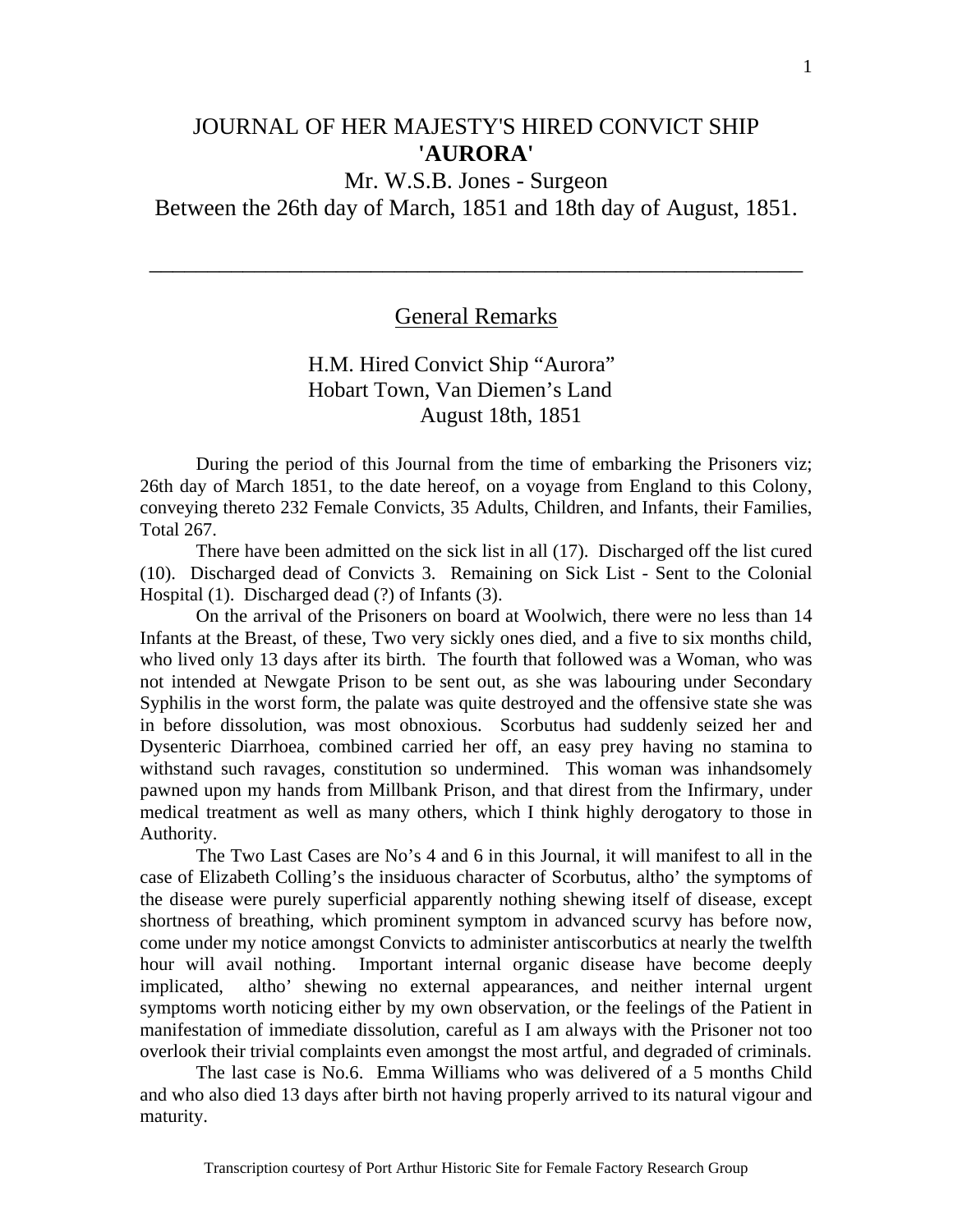# JOURNAL OF HER MAJESTY'S HIRED CONVICT SHIP **'AURORA'**

## Mr. W.S.B. Jones - Surgeon

## Between the 26th day of March, 1851 and 18th day of August, 1851.

---

## General Remarks

H.M. Hired Convict Ship "Aurora"
Hobart Town, Van Diemen's Land
August 18th, 1851

During the period of this Journal from the time of embarking the Prisoners viz; 26th day of March 1851, to the date hereof, on a voyage from England to this Colony, conveying thereto 232 Female Convicts, 35 Adults, Children, and Infants, their Families, Total 267.

There have been admitted on the sick list in all (17). Discharged off the list cured (10). Discharged dead of Convicts 3. Remaining on Sick List - Sent to the Colonial Hospital (1). Discharged dead (?) of Infants (3).

On the arrival of the Prisoners on board at Woolwich, there were no less than 14 Infants at the Breast, of these, Two very sickly ones died, and a five to six months child, who lived only 13 days after its birth. The fourth that followed was a Woman, who was not intended at Newgate Prison to be sent out, as she was labouring under Secondary Syphilis in the worst form, the palate was quite destroyed and the offensive state she was in before dissolution, was most obnoxious. Scorbutus had suddenly seized her and Dysenteric Diarrhoea, combined carried her off, an easy prey having no stamina to withstand such ravages, constitution so undermined. This woman was inhandsomely pawned upon my hands from Millbank Prison, and that direst from the Infirmary, under medical treatment as well as many others, which I think highly derogatory to those in Authority.

The Two Last Cases are No's 4 and 6 in this Journal, it will manifest to all in the case of Elizabeth Colling's the insiduous character of Scorbutus, altho' the symptoms of the disease were purely superficial apparently nothing shewing itself of disease, except shortness of breathing, which prominent symptom in advanced scurvy has before now, come under my notice amongst Convicts to administer antiscorbutics at nearly the twelfth hour will avail nothing. Important internal organic disease have become deeply implicated, altho' shewing no external appearances, and neither internal urgent symptoms worth noticing either by my own observation, or the feelings of the Patient in manifestation of immediate dissolution, careful as I am always with the Prisoner not too overlook their trivial complaints even amongst the most artful, and degraded of criminals.

The last case is No.6. Emma Williams who was delivered of a 5 months Child and who also died 13 days after birth not having properly arrived to its natural vigour and maturity.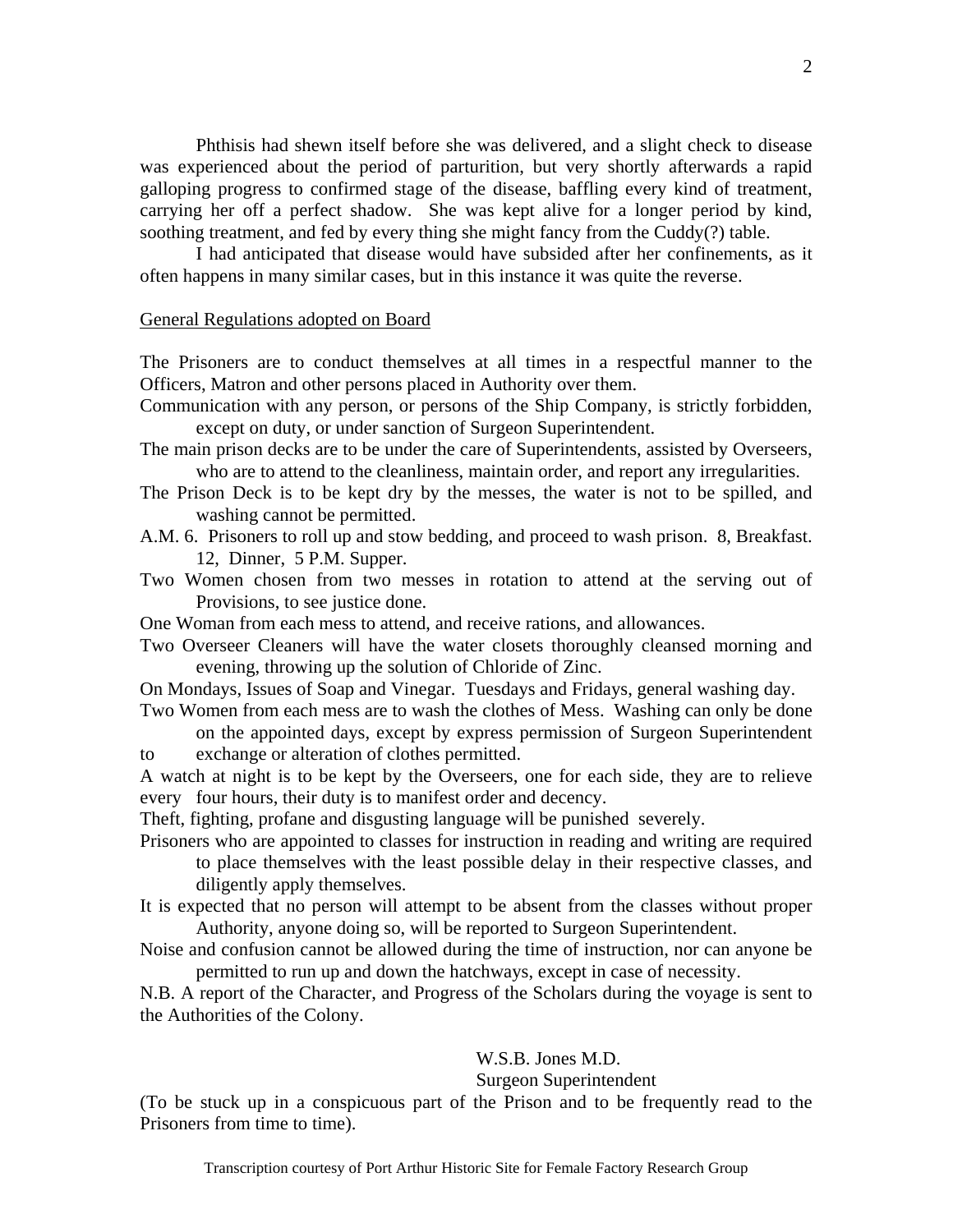Phthisis had shewn itself before she was delivered, and a slight check to disease was experienced about the period of parturition, but very shortly afterwards a rapid galloping progress to confirmed stage of the disease, baffling every kind of treatment, carrying her off a perfect shadow. She was kept alive for a longer period by kind, soothing treatment, and fed by every thing she might fancy from the Cuddy(?) table.

I had anticipated that disease would have subsided after her confinements, as it often happens in many similar cases, but in this instance it was quite the reverse.

<u>General Regulations adopted on Board</u>

The Prisoners are to conduct themselves at all times in a respectful manner to the Officers, Matron and other persons placed in Authority over them.

Communication with any person, or persons of the Ship Company, is strictly forbidden, except on duty, or under sanction of Surgeon Superintendent.

The main prison decks are to be under the care of Superintendents, assisted by Overseers, who are to attend to the cleanliness, maintain order, and report any irregularities.

The Prison Deck is to be kept dry by the messes, the water is not to be spilled, and washing cannot be permitted.

A.M. 6. Prisoners to roll up and stow bedding, and proceed to wash prison. 8, Breakfast. 12, Dinner, 5 P.M. Supper.

Two Women chosen from two messes in rotation to attend at the serving out of Provisions, to see justice done.

One Woman from each mess to attend, and receive rations, and allowances.

Two Overseer Cleaners will have the water closets thoroughly cleansed morning and evening, throwing up the solution of Chloride of Zinc.

On Mondays, Issues of Soap and Vinegar. Tuesdays and Fridays, general washing day.

Two Women from each mess are to wash the clothes of Mess. Washing can only be done on the appointed days, except by express permission of Surgeon Superintendent to exchange or alteration of clothes permitted.

A watch at night is to be kept by the Overseers, one for each side, they are to relieve every four hours, their duty is to manifest order and decency.

Theft, fighting, profane and disgusting language will be punished severely.

Prisoners who are appointed to classes for instruction in reading and writing are required to place themselves with the least possible delay in their respective classes, and diligently apply themselves.

It is expected that no person will attempt to be absent from the classes without proper Authority, anyone doing so, will be reported to Surgeon Superintendent.

Noise and confusion cannot be allowed during the time of instruction, nor can anyone be permitted to run up and down the hatchways, except in case of necessity.

N.B. A report of the Character, and Progress of the Scholars during the voyage is sent to the Authorities of the Colony.

W.S.B. Jones M.D.
Surgeon Superintendent

(To be stuck up in a conspicuous part of the Prison and to be frequently read to the Prisoners from time to time).

Transcription courtesy of Port Arthur Historic Site for Female Factory Research Group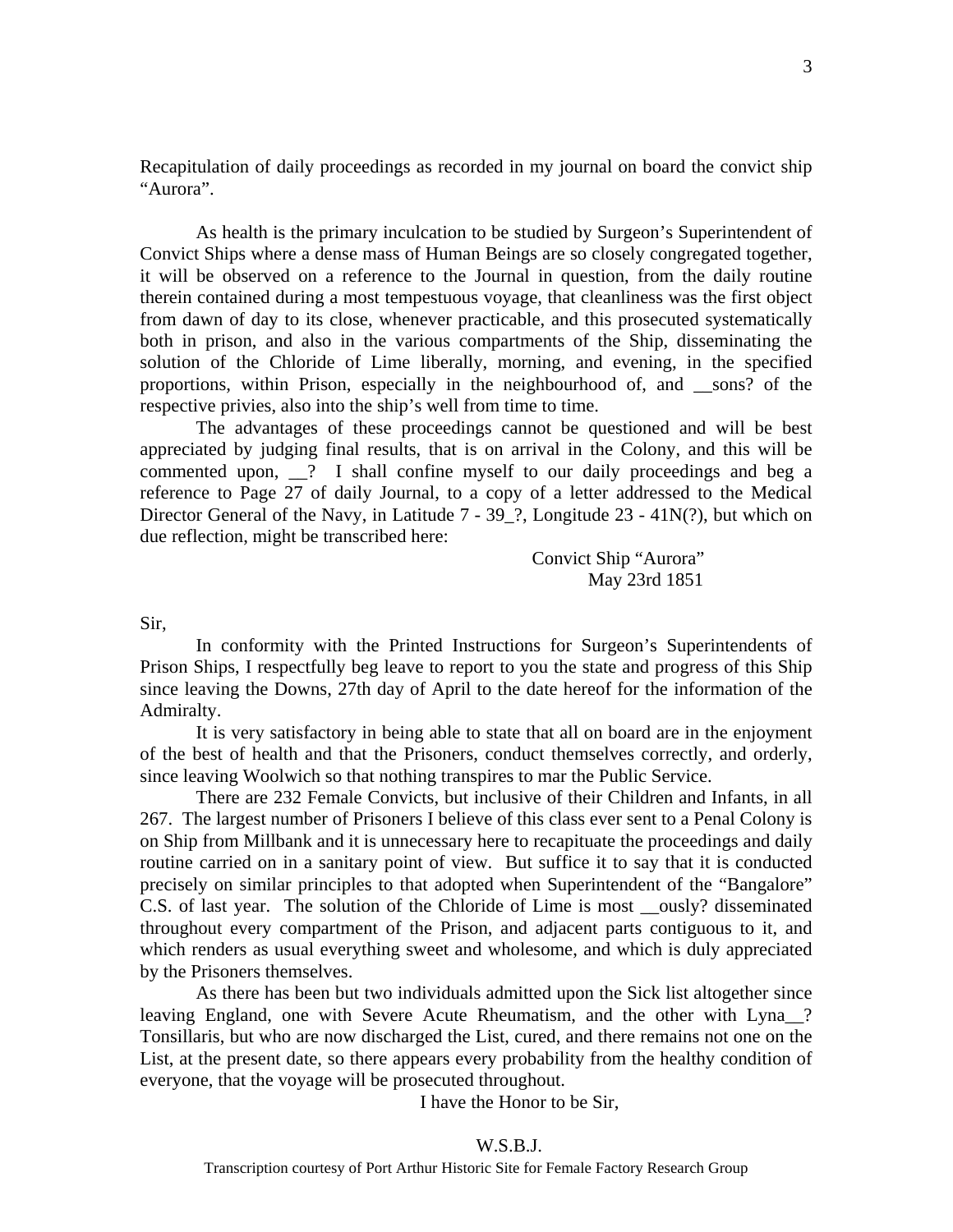Recapitulation of daily proceedings as recorded in my journal on board the convict ship "Aurora".

As health is the primary inculcation to be studied by Surgeon's Superintendent of Convict Ships where a dense mass of Human Beings are so closely congregated together, it will be observed on a reference to the Journal in question, from the daily routine therein contained during a most tempestuous voyage, that cleanliness was the first object from dawn of day to its close, whenever practicable, and this prosecuted systematically both in prison, and also in the various compartments of the Ship, disseminating the solution of the Chloride of Lime liberally, morning, and evening, in the specified proportions, within Prison, especially in the neighbourhood of, and __sons? of the respective privies, also into the ship's well from time to time.

The advantages of these proceedings cannot be questioned and will be best appreciated by judging final results, that is on arrival in the Colony, and this will be commented upon, __? I shall confine myself to our daily proceedings and beg a reference to Page 27 of daily Journal, to a copy of a letter addressed to the Medical Director General of the Navy, in Latitude 7 - 39_?, Longitude 23 - 41N(?), but which on due reflection, might be transcribed here:

Convict Ship "Aurora"
May 23rd 1851

Sir,

In conformity with the Printed Instructions for Surgeon's Superintendents of Prison Ships, I respectfully beg leave to report to you the state and progress of this Ship since leaving the Downs, 27th day of April to the date hereof for the information of the Admiralty.

It is very satisfactory in being able to state that all on board are in the enjoyment of the best of health and that the Prisoners, conduct themselves correctly, and orderly, since leaving Woolwich so that nothing transpires to mar the Public Service.

There are 232 Female Convicts, but inclusive of their Children and Infants, in all 267. The largest number of Prisoners I believe of this class ever sent to a Penal Colony is on Ship from Millbank and it is unnecessary here to recapituate the proceedings and daily routine carried on in a sanitary point of view. But suffice it to say that it is conducted precisely on similar principles to that adopted when Superintendent of the "Bangalore" C.S. of last year. The solution of the Chloride of Lime is most __ously? disseminated throughout every compartment of the Prison, and adjacent parts contiguous to it, and which renders as usual everything sweet and wholesome, and which is duly appreciated by the Prisoners themselves.

As there has been but two individuals admitted upon the Sick list altogether since leaving England, one with Severe Acute Rheumatism, and the other with Lyna__? Tonsillaris, but who are now discharged the List, cured, and there remains not one on the List, at the present date, so there appears every probability from the healthy condition of everyone, that the voyage will be prosecuted throughout.

I have the Honor to be Sir,

W.S.B.J.

Transcription courtesy of Port Arthur Historic Site for Female Factory Research Group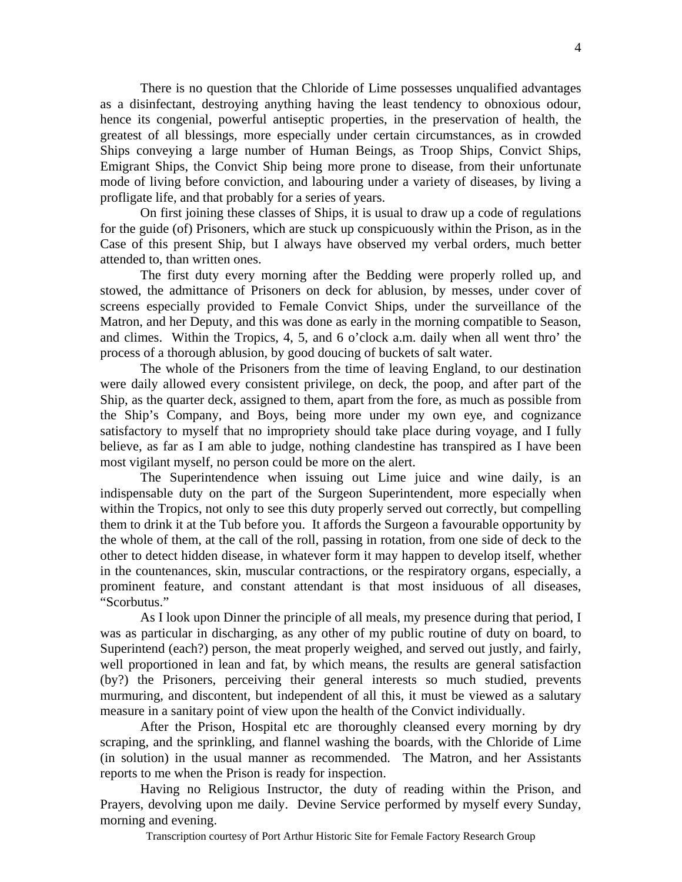There is no question that the Chloride of Lime possesses unqualified advantages as a disinfectant, destroying anything having the least tendency to obnoxious odour, hence its congenial, powerful antiseptic properties, in the preservation of health, the greatest of all blessings, more especially under certain circumstances, as in crowded Ships conveying a large number of Human Beings, as Troop Ships, Convict Ships, Emigrant Ships, the Convict Ship being more prone to disease, from their unfortunate mode of living before conviction, and labouring under a variety of diseases, by living a profligate life, and that probably for a series of years.

On first joining these classes of Ships, it is usual to draw up a code of regulations for the guide (of) Prisoners, which are stuck up conspicuously within the Prison, as in the Case of this present Ship, but I always have observed my verbal orders, much better attended to, than written ones.

The first duty every morning after the Bedding were properly rolled up, and stowed, the admittance of Prisoners on deck for ablusion, by messes, under cover of screens especially provided to Female Convict Ships, under the surveillance of the Matron, and her Deputy, and this was done as early in the morning compatible to Season, and climes. Within the Tropics, 4, 5, and 6 o'clock a.m. daily when all went thro' the process of a thorough ablusion, by good doucing of buckets of salt water.

The whole of the Prisoners from the time of leaving England, to our destination were daily allowed every consistent privilege, on deck, the poop, and after part of the Ship, as the quarter deck, assigned to them, apart from the fore, as much as possible from the Ship's Company, and Boys, being more under my own eye, and cognizance satisfactory to myself that no impropriety should take place during voyage, and I fully believe, as far as I am able to judge, nothing clandestine has transpired as I have been most vigilant myself, no person could be more on the alert.

The Superintendence when issuing out Lime juice and wine daily, is an indispensable duty on the part of the Surgeon Superintendent, more especially when within the Tropics, not only to see this duty properly served out correctly, but compelling them to drink it at the Tub before you. It affords the Surgeon a favourable opportunity by the whole of them, at the call of the roll, passing in rotation, from one side of deck to the other to detect hidden disease, in whatever form it may happen to develop itself, whether in the countenances, skin, muscular contractions, or the respiratory organs, especially, a prominent feature, and constant attendant is that most insiduous of all diseases, "Scorbutus."

As I look upon Dinner the principle of all meals, my presence during that period, I was as particular in discharging, as any other of my public routine of duty on board, to Superintend (each?) person, the meat properly weighed, and served out justly, and fairly, well proportioned in lean and fat, by which means, the results are general satisfaction (by?) the Prisoners, perceiving their general interests so much studied, prevents murmuring, and discontent, but independent of all this, it must be viewed as a salutary measure in a sanitary point of view upon the health of the Convict individually.

After the Prison, Hospital etc are thoroughly cleansed every morning by dry scraping, and the sprinkling, and flannel washing the boards, with the Chloride of Lime (in solution) in the usual manner as recommended. The Matron, and her Assistants reports to me when the Prison is ready for inspection.

Having no Religious Instructor, the duty of reading within the Prison, and Prayers, devolving upon me daily. Devine Service performed by myself every Sunday, morning and evening.

Transcription courtesy of Port Arthur Historic Site for Female Factory Research Group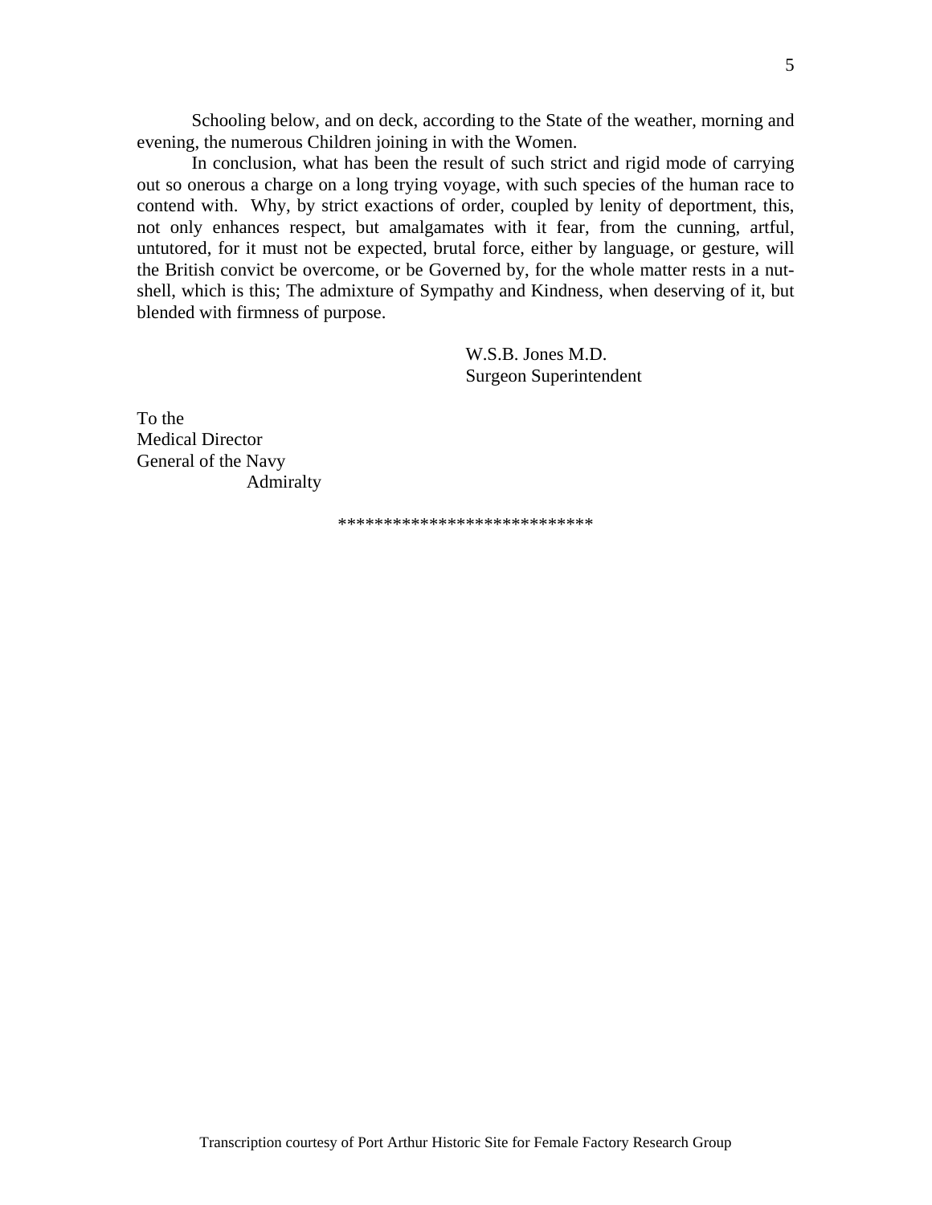Schooling below, and on deck, according to the State of the weather, morning and evening, the numerous Children joining in with the Women.

In conclusion, what has been the result of such strict and rigid mode of carrying out so onerous a charge on a long trying voyage, with such species of the human race to contend with. Why, by strict exactions of order, coupled by lenity of deportment, this, not only enhances respect, but amalgamates with it fear, from the cunning, artful, untutored, for it must not be expected, brutal force, either by language, or gesture, will the British convict be overcome, or be Governed by, for the whole matter rests in a nut-shell, which is this; The admixture of Sympathy and Kindness, when deserving of it, but blended with firmness of purpose.

W.S.B. Jones M.D.
Surgeon Superintendent

To the
Medical Director
General of the Navy
Admiralty

***************************

Transcription courtesy of Port Arthur Historic Site for Female Factory Research Group